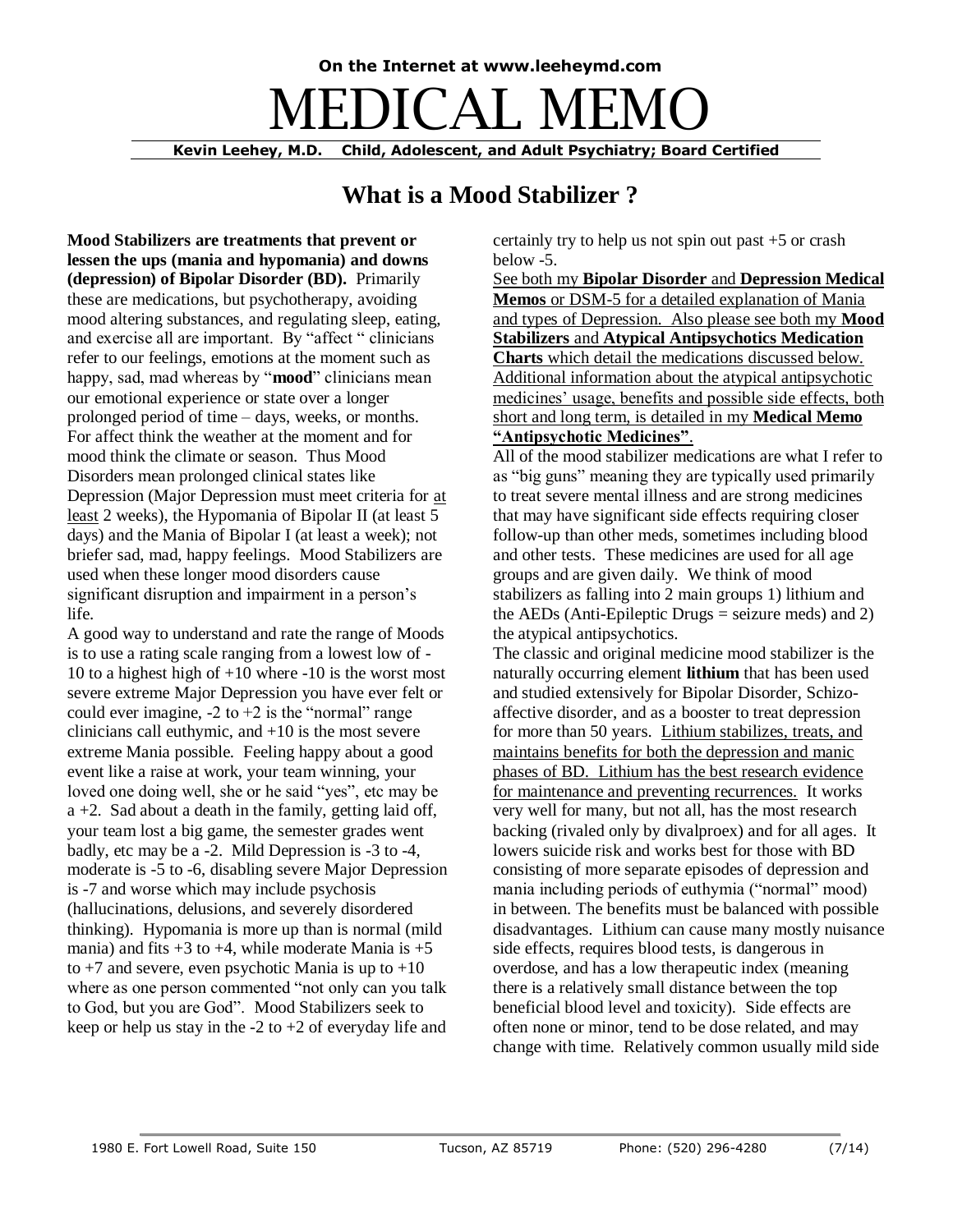On the Internet at www.leeheymd.com

# MEDICAL MEMO

**Kevin Leehey, M.D. Child, Adolescent, and Adult Psychiatry; Board Certified**

## What is a Mood Stabilizer ?

**Mood Stabilizers are treatments that prevent or lessen the ups (mania and hypomania) and downs (depression) of Bipolar Disorder (BD).** Primarily these are medications, but psychotherapy, avoiding mood altering substances, and regulating sleep, eating, and exercise all are important. By "affect " clinicians refer to our feelings, emotions at the moment such as happy, sad, mad whereas by "**mood**" clinicians mean our emotional experience or state over a longer prolonged period of time – days, weeks, or months. For affect think the weather at the moment and for mood think the climate or season. Thus Mood Disorders mean prolonged clinical states like Depression (Major Depression must meet criteria for at least 2 weeks), the Hypomania of Bipolar II (at least 5 days) and the Mania of Bipolar I (at least a week); not briefer sad, mad, happy feelings. Mood Stabilizers are used when these longer mood disorders cause significant disruption and impairment in a person's life.

A good way to understand and rate the range of Moods is to use a rating scale ranging from a lowest low of -10 to a highest high of +10 where -10 is the worst most severe extreme Major Depression you have ever felt or could ever imagine, -2 to +2 is the "normal" range clinicians call euthymic, and +10 is the most severe extreme Mania possible. Feeling happy about a good event like a raise at work, your team winning, your loved one doing well, she or he said "yes", etc may be a +2. Sad about a death in the family, getting laid off, your team lost a big game, the semester grades went badly, etc may be a -2. Mild Depression is -3 to -4, moderate is -5 to -6, disabling severe Major Depression is -7 and worse which may include psychosis (hallucinations, delusions, and severely disordered thinking). Hypomania is more up than is normal (mild mania) and fits +3 to +4, while moderate Mania is +5 to +7 and severe, even psychotic Mania is up to +10 where as one person commented "not only can you talk to God, but you are God". Mood Stabilizers seek to keep or help us stay in the -2 to +2 of everyday life and certainly try to help us not spin out past +5 or crash below -5.

See both my **Bipolar Disorder** and **Depression Medical Memos** or DSM-5 for a detailed explanation of Mania and types of Depression. Also please see both my **Mood Stabilizers** and **Atypical Antipsychotics Medication Charts** which detail the medications discussed below. Additional information about the atypical antipsychotic medicines' usage, benefits and possible side effects, both short and long term, is detailed in my **Medical Memo "Antipsychotic Medicines"**.

All of the mood stabilizer medications are what I refer to as "big guns" meaning they are typically used primarily to treat severe mental illness and are strong medicines that may have significant side effects requiring closer follow-up than other meds, sometimes including blood and other tests. These medicines are used for all age groups and are given daily. We think of mood stabilizers as falling into 2 main groups 1) lithium and the AEDs (Anti-Epileptic Drugs = seizure meds) and 2) the atypical antipsychotics.

The classic and original medicine mood stabilizer is the naturally occurring element **lithium** that has been used and studied extensively for Bipolar Disorder, Schizo-affective disorder, and as a booster to treat depression for more than 50 years. Lithium stabilizes, treats, and maintains benefits for both the depression and manic phases of BD. Lithium has the best research evidence for maintenance and preventing recurrences. It works very well for many, but not all, has the most research backing (rivaled only by divalproex) and for all ages. It lowers suicide risk and works best for those with BD consisting of more separate episodes of depression and mania including periods of euthymia ("normal" mood) in between. The benefits must be balanced with possible disadvantages. Lithium can cause many mostly nuisance side effects, requires blood tests, is dangerous in overdose, and has a low therapeutic index (meaning there is a relatively small distance between the top beneficial blood level and toxicity). Side effects are often none or minor, tend to be dose related, and may change with time. Relatively common usually mild side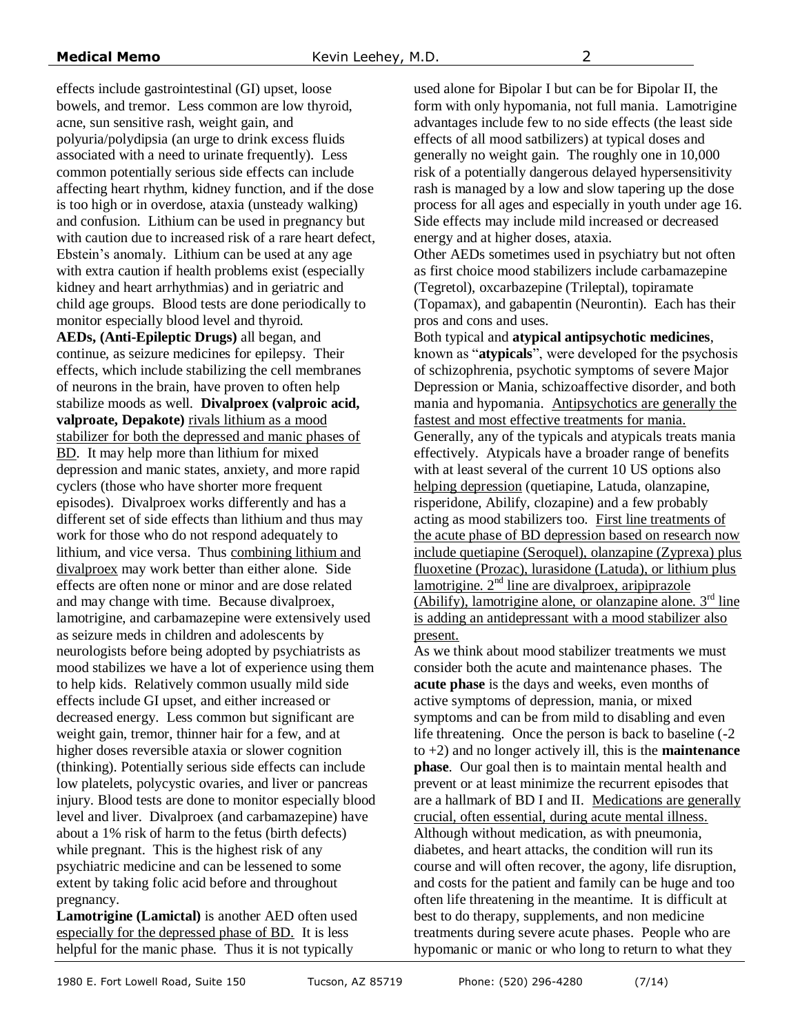effects include gastrointestinal (GI) upset, loose bowels, and tremor. Less common are low thyroid, acne, sun sensitive rash, weight gain, and polyuria/polydipsia (an urge to drink excess fluids associated with a need to urinate frequently). Less common potentially serious side effects can include affecting heart rhythm, kidney function, and if the dose is too high or in overdose, ataxia (unsteady walking) and confusion. Lithium can be used in pregnancy but with caution due to increased risk of a rare heart defect, Ebstein's anomaly. Lithium can be used at any age with extra caution if health problems exist (especially kidney and heart arrhythmias) and in geriatric and child age groups. Blood tests are done periodically to monitor especially blood level and thyroid.

**AEDs, (Anti-Epileptic Drugs)** all began, and continue, as seizure medicines for epilepsy. Their effects, which include stabilizing the cell membranes of neurons in the brain, have proven to often help stabilize moods as well. **Divalproex (valproic acid, valproate, Depakote)** <u>rivals lithium as a mood stabilizer for both the depressed and manic phases of BD</u>. It may help more than lithium for mixed depression and manic states, anxiety, and more rapid cyclers (those who have shorter more frequent episodes). Divalproex works differently and has a different set of side effects than lithium and thus may work for those who do not respond adequately to lithium, and vice versa. Thus <u>combining lithium and divalproex</u> may work better than either alone. Side effects are often none or minor and are dose related and may change with time. Because divalproex, lamotrigine, and carbamazepine were extensively used as seizure meds in children and adolescents by neurologists before being adopted by psychiatrists as mood stabilizes we have a lot of experience using them to help kids. Relatively common usually mild side effects include GI upset, and either increased or decreased energy. Less common but significant are weight gain, tremor, thinner hair for a few, and at higher doses reversible ataxia or slower cognition (thinking). Potentially serious side effects can include low platelets, polycystic ovaries, and liver or pancreas injury. Blood tests are done to monitor especially blood level and liver. Divalproex (and carbamazepine) have about a 1% risk of harm to the fetus (birth defects) while pregnant. This is the highest risk of any psychiatric medicine and can be lessened to some extent by taking folic acid before and throughout pregnancy.

**Lamotrigine (Lamictal)** is another AED often used <u>especially for the depressed phase of BD.</u> It is less helpful for the manic phase. Thus it is not typically used alone for Bipolar I but can be for Bipolar II, the form with only hypomania, not full mania. Lamotrigine advantages include few to no side effects (the least side effects of all mood satbilizers) at typical doses and generally no weight gain. The roughly one in 10,000 risk of a potentially dangerous delayed hypersensitivity rash is managed by a low and slow tapering up the dose process for all ages and especially in youth under age 16. Side effects may include mild increased or decreased energy and at higher doses, ataxia.

Other AEDs sometimes used in psychiatry but not often as first choice mood stabilizers include carbamazepine (Tegretol), oxcarbazepine (Trileptal), topiramate (Topamax), and gabapentin (Neurontin). Each has their pros and cons and uses.

Both typical and **atypical antipsychotic medicines**, known as "**atypicals**", were developed for the psychosis of schizophrenia, psychotic symptoms of severe Major Depression or Mania, schizoaffective disorder, and both mania and hypomania. <u>Antipsychotics are generally the fastest and most effective treatments for mania.</u> Generally, any of the typicals and atypicals treats mania effectively. Atypicals have a broader range of benefits with at least several of the current 10 US options also <u>helping depression</u> (quetiapine, Latuda, olanzapine, risperidone, Abilify, clozapine) and a few probably acting as mood stabilizers too. <u>First line treatments of the acute phase of BD depression based on research now include quetiapine (Seroquel), olanzapine (Zyprexa) plus fluoxetine (Prozac), lurasidone (Latuda), or lithium plus lamotrigine. 2nd line are divalproex, aripiprazole (Abilify), lamotrigine alone, or olanzapine alone. 3rd line is adding an antidepressant with a mood stabilizer also present.</u>

As we think about mood stabilizer treatments we must consider both the acute and maintenance phases. The **acute phase** is the days and weeks, even months of active symptoms of depression, mania, or mixed symptoms and can be from mild to disabling and even life threatening. Once the person is back to baseline (-2 to +2) and no longer actively ill, this is the **maintenance phase**. Our goal then is to maintain mental health and prevent or at least minimize the recurrent episodes that are a hallmark of BD I and II. <u>Medications are generally crucial, often essential, during acute mental illness.</u> Although without medication, as with pneumonia, diabetes, and heart attacks, the condition will run its course and will often recover, the agony, life disruption, and costs for the patient and family can be huge and too often life threatening in the meantime. It is difficult at best to do therapy, supplements, and non medicine treatments during severe acute phases. People who are hypomanic or manic or who long to return to what they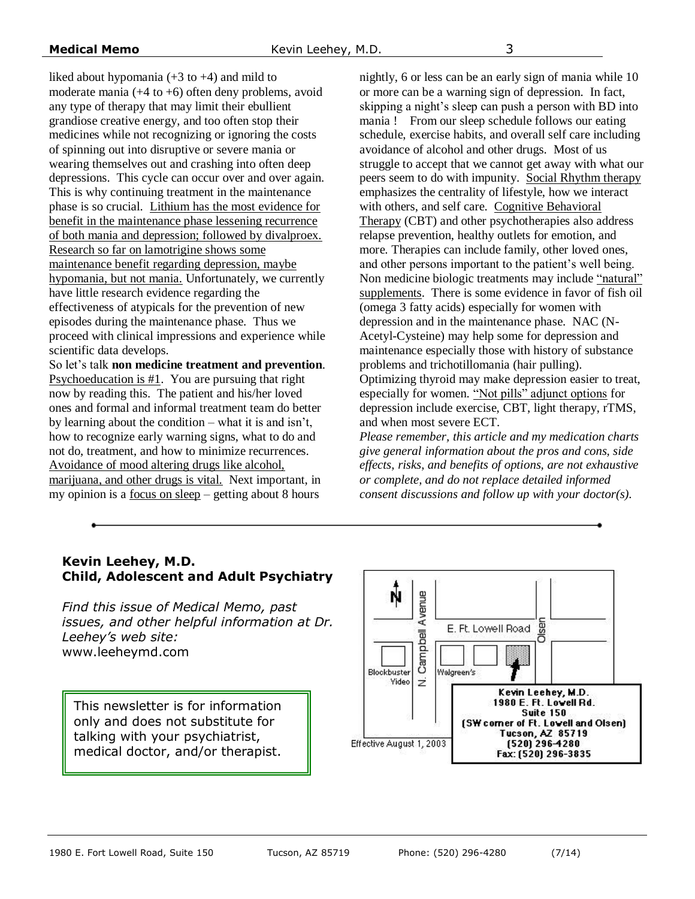liked about hypomania (+3 to +4) and mild to moderate mania (+4 to +6) often deny problems, avoid any type of therapy that may limit their ebullient grandiose creative energy, and too often stop their medicines while not recognizing or ignoring the costs of spinning out into disruptive or severe mania or wearing themselves out and crashing into often deep depressions. This cycle can occur over and over again. This is why continuing treatment in the maintenance phase is so crucial. Lithium has the most evidence for benefit in the maintenance phase lessening recurrence of both mania and depression; followed by divalproex. Research so far on lamotrigine shows some maintenance benefit regarding depression, maybe hypomania, but not mania. Unfortunately, we currently have little research evidence regarding the effectiveness of atypicals for the prevention of new episodes during the maintenance phase. Thus we proceed with clinical impressions and experience while scientific data develops.

So let's talk **non medicine treatment and prevention**. Psychoeducation is #1. You are pursuing that right now by reading this. The patient and his/her loved ones and formal and informal treatment team do better by learning about the condition – what it is and isn't, how to recognize early warning signs, what to do and not do, treatment, and how to minimize recurrences. Avoidance of mood altering drugs like alcohol, marijuana, and other drugs is vital. Next important, in my opinion is a focus on sleep – getting about 8 hours nightly, 6 or less can be an early sign of mania while 10 or more can be a warning sign of depression. In fact, skipping a night's sleep can push a person with BD into mania ! From our sleep schedule follows our eating schedule, exercise habits, and overall self care including avoidance of alcohol and other drugs. Most of us struggle to accept that we cannot get away with what our peers seem to do with impunity. Social Rhythm therapy emphasizes the centrality of lifestyle, how we interact with others, and self care. Cognitive Behavioral Therapy (CBT) and other psychotherapies also address relapse prevention, healthy outlets for emotion, and more. Therapies can include family, other loved ones, and other persons important to the patient's well being. Non medicine biologic treatments may include "natural" supplements. There is some evidence in favor of fish oil (omega 3 fatty acids) especially for women with depression and in the maintenance phase. NAC (N-Acetyl-Cysteine) may help some for depression and maintenance especially those with history of substance problems and trichotillomania (hair pulling). Optimizing thyroid may make depression easier to treat, especially for women. "Not pills" adjunct options for depression include exercise, CBT, light therapy, rTMS, and when most severe ECT.

*Please remember, this article and my medication charts give general information about the pros and cons, side effects, risks, and benefits of options, are not exhaustive or complete, and do not replace detailed informed consent discussions and follow up with your doctor(s).*

---

**Kevin Leehey, M.D.**
**Child, Adolescent and Adult Psychiatry**

*Find this issue of Medical Memo, past issues, and other helpful information at Dr. Leehey's web site:*
www.leeheymd.com

This newsletter is for information only and does not substitute for talking with your psychiatrist, medical doctor, and/or therapist.

N
N. Campbell Avenue
E. Ft. Lowell Road
Olsen
Blockbuster Video
Walgreen's
Kevin Leehey, M.D.
1980 E. Ft. Lowell Rd.
Suite 150
(SW corner of Ft. Lowell and Olsen)
Tucson, AZ 85719
(520) 296-4280
Fax: (520) 296-3835
Effective August 1, 2003

1980 E. Fort Lowell Road, Suite 150 Tucson, AZ 85719 Phone: (520) 296-4280 (7/14)